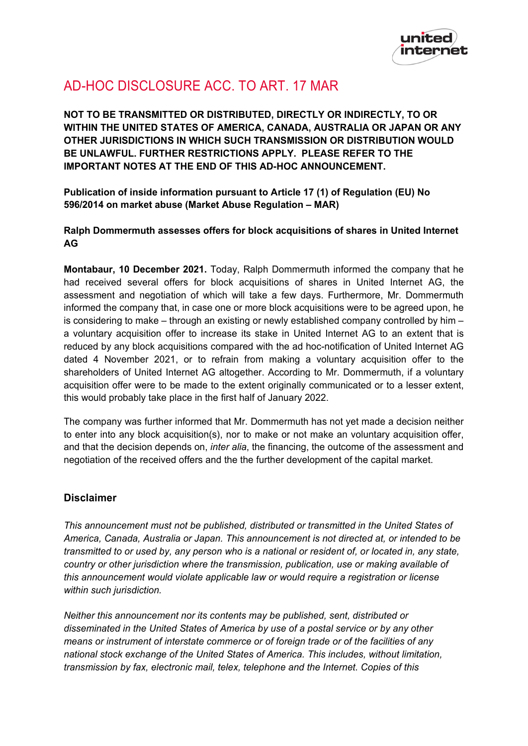# AD-HOC DISCLOSURE ACC. TO ART. 17 MAR

**NOT TO BE TRANSMITTED OR DISTRIBUTED, DIRECTLY OR INDIRECTLY, TO OR WITHIN THE UNITED STATES OF AMERICA, CANADA, AUSTRALIA OR JAPAN OR ANY OTHER JURISDICTIONS IN WHICH SUCH TRANSMISSION OR DISTRIBUTION WOULD BE UNLAWFUL. FURTHER RESTRICTIONS APPLY. PLEASE REFER TO THE IMPORTANT NOTES AT THE END OF THIS AD-HOC ANNOUNCEMENT.**

**Publication of inside information pursuant to Article 17 (1) of Regulation (EU) No 596/2014 on market abuse (Market Abuse Regulation – MAR)**

**Ralph Dommermuth assesses offers for block acquisitions of shares in United Internet AG**

**Montabaur, 10 December 2021.** Today, Ralph Dommermuth informed the company that he had received several offers for block acquisitions of shares in United Internet AG, the assessment and negotiation of which will take a few days. Furthermore, Mr. Dommermuth informed the company that, in case one or more block acquisitions were to be agreed upon, he is considering to make – through an existing or newly established company controlled by him – a voluntary acquisition offer to increase its stake in United Internet AG to an extent that is reduced by any block acquisitions compared with the ad hoc-notification of United Internet AG dated 4 November 2021, or to refrain from making a voluntary acquisition offer to the shareholders of United Internet AG altogether. According to Mr. Dommermuth, if a voluntary acquisition offer were to be made to the extent originally communicated or to a lesser extent, this would probably take place in the first half of January 2022.

The company was further informed that Mr. Dommermuth has not yet made a decision neither to enter into any block acquisition(s), nor to make or not make an voluntary acquisition offer, and that the decision depends on, *inter alia*, the financing, the outcome of the assessment and negotiation of the received offers and the the further development of the capital market.

### Disclaimer

*This announcement must not be published, distributed or transmitted in the United States of America, Canada, Australia or Japan. This announcement is not directed at, or intended to be transmitted to or used by, any person who is a national or resident of, or located in, any state, country or other jurisdiction where the transmission, publication, use or making available of this announcement would violate applicable law or would require a registration or license within such jurisdiction.*

*Neither this announcement nor its contents may be published, sent, distributed or disseminated in the United States of America by use of a postal service or by any other means or instrument of interstate commerce or of foreign trade or of the facilities of any national stock exchange of the United States of America. This includes, without limitation, transmission by fax, electronic mail, telex, telephone and the Internet. Copies of this*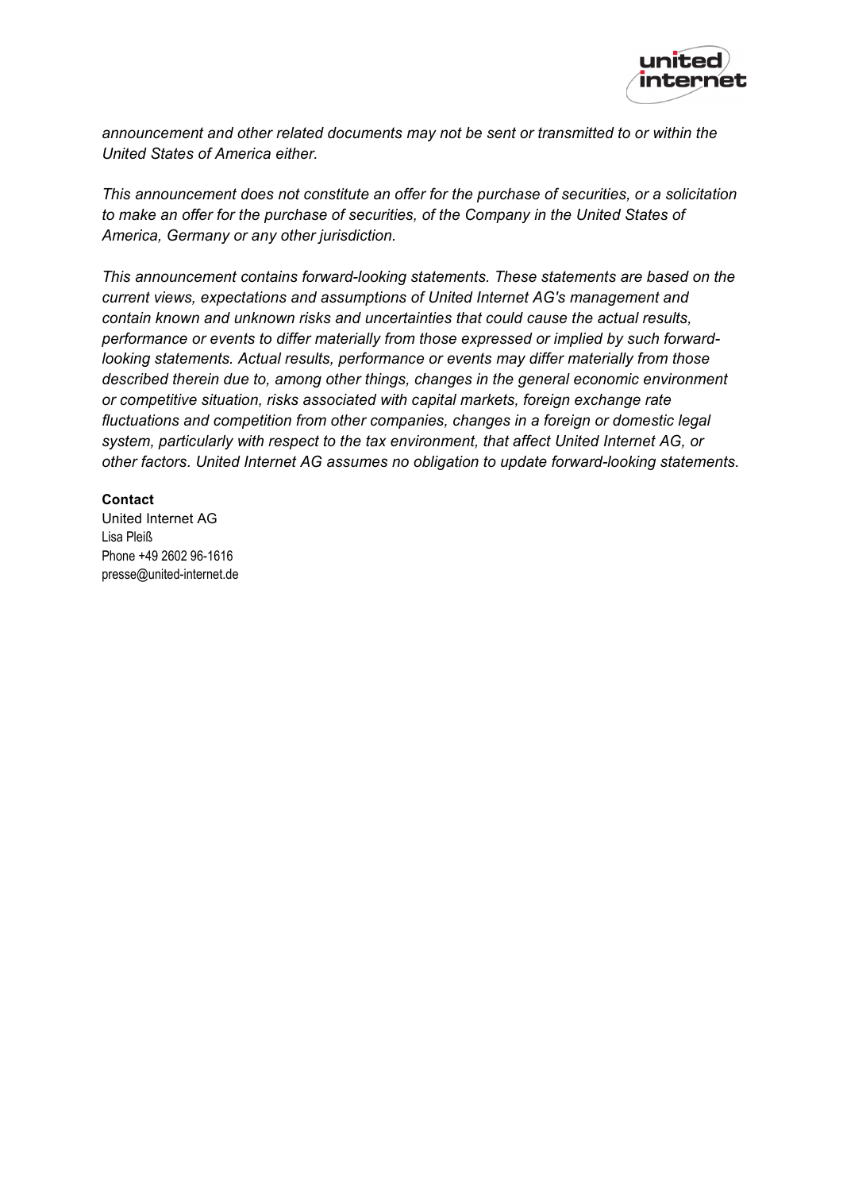*announcement and other related documents may not be sent or transmitted to or within the United States of America either.*

*This announcement does not constitute an offer for the purchase of securities, or a solicitation to make an offer for the purchase of securities, of the Company in the United States of America, Germany or any other jurisdiction.*

*This announcement contains forward-looking statements. These statements are based on the current views, expectations and assumptions of United Internet AG's management and contain known and unknown risks and uncertainties that could cause the actual results, performance or events to differ materially from those expressed or implied by such forward-looking statements. Actual results, performance or events may differ materially from those described therein due to, among other things, changes in the general economic environment or competitive situation, risks associated with capital markets, foreign exchange rate fluctuations and competition from other companies, changes in a foreign or domestic legal system, particularly with respect to the tax environment, that affect United Internet AG, or other factors. United Internet AG assumes no obligation to update forward-looking statements.*

**Contact**

United Internet AG
Lisa Pleiß
Phone +49 2602 96-1616
presse@united-internet.de